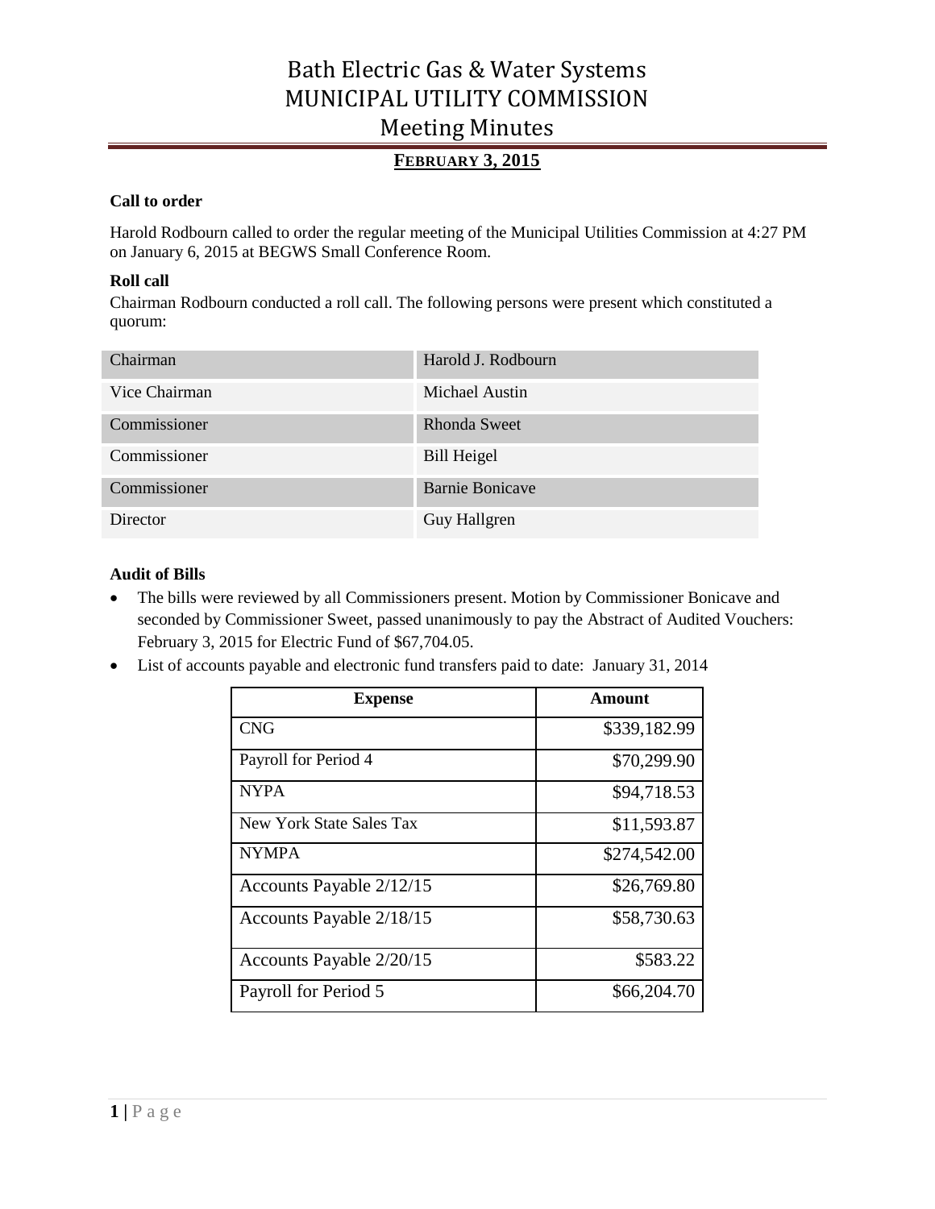# Bath Electric Gas & Water Systems
# MUNICIPAL UTILITY COMMISSION
# Meeting Minutes

## FEBRUARY 3, 2015

**Call to order**

Harold Rodbourn called to order the regular meeting of the Municipal Utilities Commission at 4:27 PM on January 6, 2015 at BEGWS Small Conference Room.

**Roll call**

Chairman Rodbourn conducted a roll call. The following persons were present which constituted a quorum:

| | |
|---|---|
| Chairman | Harold J. Rodbourn |
| Vice Chairman | Michael Austin |
| Commissioner | Rhonda Sweet |
| Commissioner | Bill Heigel |
| Commissioner | Barnie Bonicave |
| Director | Guy Hallgren |

**Audit of Bills**

- The bills were reviewed by all Commissioners present. Motion by Commissioner Bonicave and seconded by Commissioner Sweet, passed unanimously to pay the Abstract of Audited Vouchers: February 3, 2015 for Electric Fund of $67,704.05.
- List of accounts payable and electronic fund transfers paid to date: January 31, 2014

| Expense | Amount |
|---|---|
| CNG | $339,182.99 |
| Payroll for Period 4 | $70,299.90 |
| NYPA | $94,718.53 |
| New York State Sales Tax | $11,593.87 |
| NYMPA | $274,542.00 |
| Accounts Payable 2/12/15 | $26,769.80 |
| Accounts Payable 2/18/15 | $58,730.63 |
| Accounts Payable 2/20/15 | $583.22 |
| Payroll for Period 5 | $66,204.70 |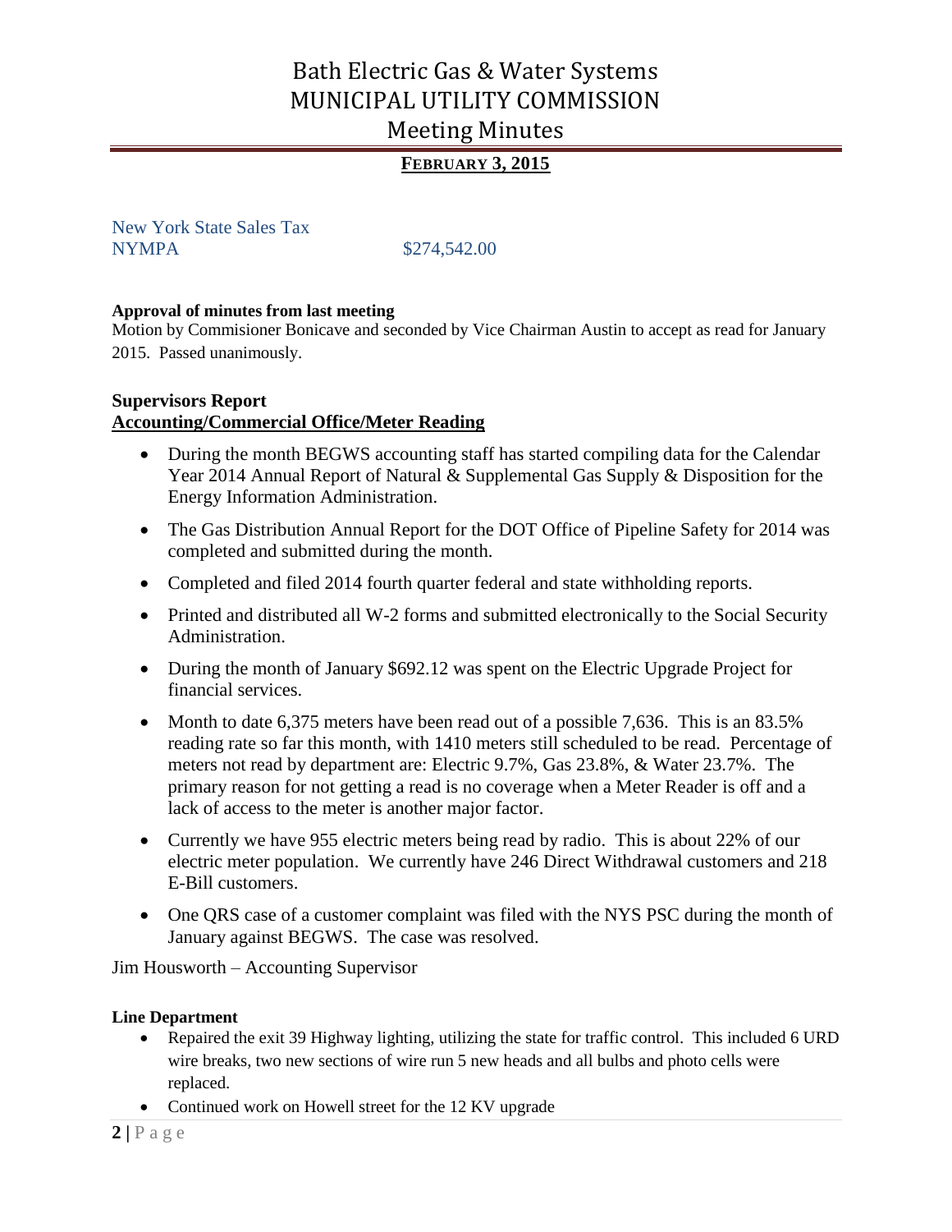New York State Sales Tax
NYMPA $274,542.00

**Approval of minutes from last meeting**

Motion by Commisioner Bonicave and seconded by Vice Chairman Austin to accept as read for January 2015. Passed unanimously.

## Supervisors Report

### Accounting/Commercial Office/Meter Reading

- During the month BEGWS accounting staff has started compiling data for the Calendar Year 2014 Annual Report of Natural & Supplemental Gas Supply & Disposition for the Energy Information Administration.
- The Gas Distribution Annual Report for the DOT Office of Pipeline Safety for 2014 was completed and submitted during the month.
- Completed and filed 2014 fourth quarter federal and state withholding reports.
- Printed and distributed all W-2 forms and submitted electronically to the Social Security Administration.
- During the month of January $692.12 was spent on the Electric Upgrade Project for financial services.
- Month to date 6,375 meters have been read out of a possible 7,636. This is an 83.5% reading rate so far this month, with 1410 meters still scheduled to be read. Percentage of meters not read by department are: Electric 9.7%, Gas 23.8%, & Water 23.7%. The primary reason for not getting a read is no coverage when a Meter Reader is off and a lack of access to the meter is another major factor.
- Currently we have 955 electric meters being read by radio. This is about 22% of our electric meter population. We currently have 246 Direct Withdrawal customers and 218 E-Bill customers.
- One QRS case of a customer complaint was filed with the NYS PSC during the month of January against BEGWS. The case was resolved.

Jim Housworth – Accounting Supervisor

**Line Department**

- Repaired the exit 39 Highway lighting, utilizing the state for traffic control. This included 6 URD wire breaks, two new sections of wire run 5 new heads and all bulbs and photo cells were replaced.
- Continued work on Howell street for the 12 KV upgrade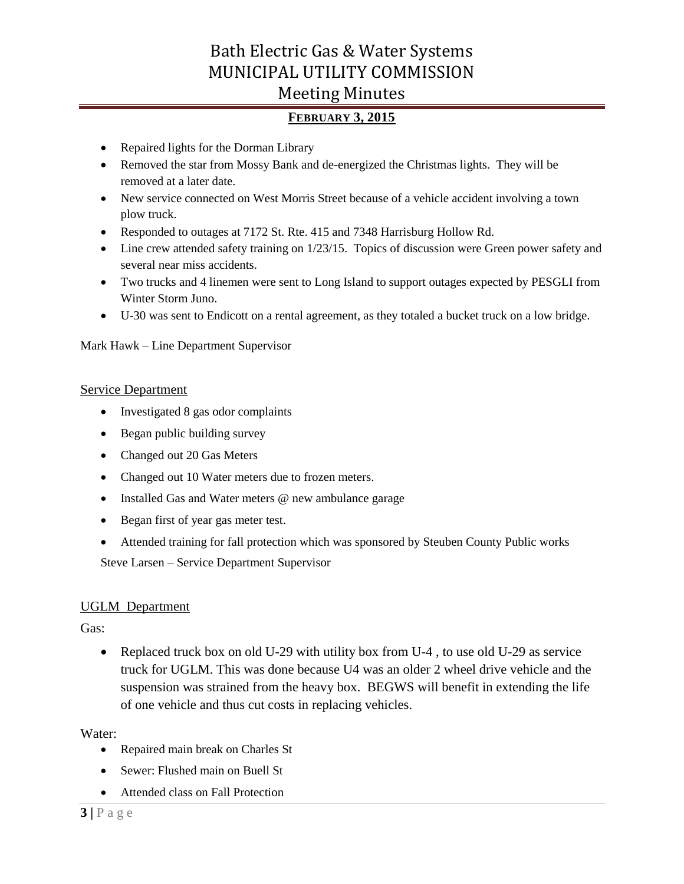- Repaired lights for the Dorman Library
- Removed the star from Mossy Bank and de-energized the Christmas lights. They will be removed at a later date.
- New service connected on West Morris Street because of a vehicle accident involving a town plow truck.
- Responded to outages at 7172 St. Rte. 415 and 7348 Harrisburg Hollow Rd.
- Line crew attended safety training on 1/23/15. Topics of discussion were Green power safety and several near miss accidents.
- Two trucks and 4 linemen were sent to Long Island to support outages expected by PESGLI from Winter Storm Juno.
- U-30 was sent to Endicott on a rental agreement, as they totaled a bucket truck on a low bridge.

Mark Hawk – Line Department Supervisor

## Service Department

- Investigated 8 gas odor complaints
- Began public building survey
- Changed out 20 Gas Meters
- Changed out 10 Water meters due to frozen meters.
- Installed Gas and Water meters @ new ambulance garage
- Began first of year gas meter test.
- Attended training for fall protection which was sponsored by Steuben County Public works

Steve Larsen – Service Department Supervisor

## UGLM Department

Gas:

- Replaced truck box on old U-29 with utility box from U-4 , to use old U-29 as service truck for UGLM. This was done because U4 was an older 2 wheel drive vehicle and the suspension was strained from the heavy box. BEGWS will benefit in extending the life of one vehicle and thus cut costs in replacing vehicles.

Water:

- Repaired main break on Charles St
- Sewer: Flushed main on Buell St
- Attended class on Fall Protection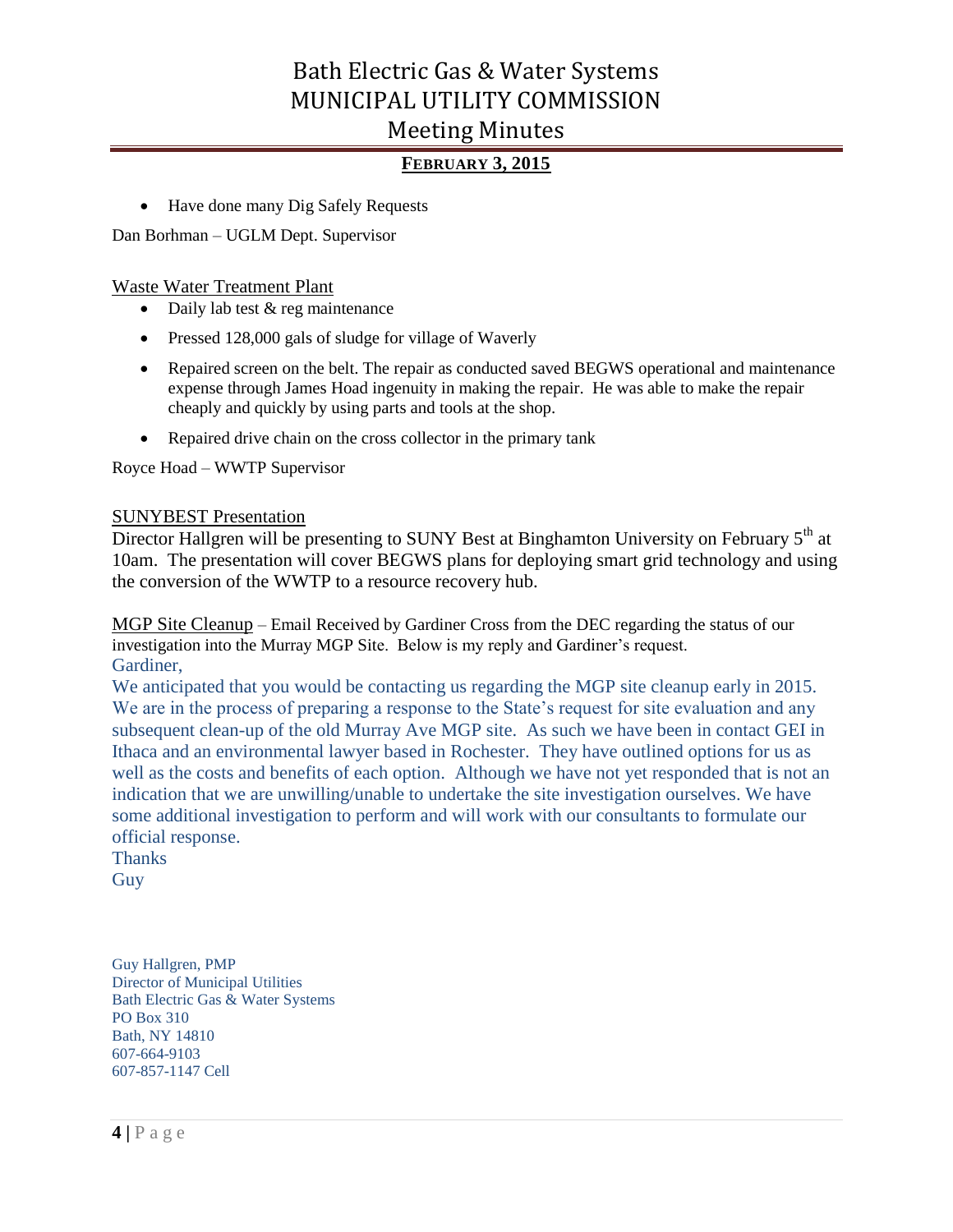- Have done many Dig Safely Requests

Dan Borhman – UGLM Dept. Supervisor

## Waste Water Treatment Plant

- Daily lab test & reg maintenance
- Pressed 128,000 gals of sludge for village of Waverly
- Repaired screen on the belt. The repair as conducted saved BEGWS operational and maintenance expense through James Hoad ingenuity in making the repair. He was able to make the repair cheaply and quickly by using parts and tools at the shop.
- Repaired drive chain on the cross collector in the primary tank

Royce Hoad – WWTP Supervisor

## SUNYBEST Presentation

Director Hallgren will be presenting to SUNY Best at Binghamton University on February 5th at 10am. The presentation will cover BEGWS plans for deploying smart grid technology and using the conversion of the WWTP to a resource recovery hub.

MGP Site Cleanup – Email Received by Gardiner Cross from the DEC regarding the status of our investigation into the Murray MGP Site. Below is my reply and Gardiner's request.

Gardiner,

We anticipated that you would be contacting us regarding the MGP site cleanup early in 2015. We are in the process of preparing a response to the State's request for site evaluation and any subsequent clean-up of the old Murray Ave MGP site. As such we have been in contact GEI in Ithaca and an environmental lawyer based in Rochester. They have outlined options for us as well as the costs and benefits of each option. Although we have not yet responded that is not an indication that we are unwilling/unable to undertake the site investigation ourselves. We have some additional investigation to perform and will work with our consultants to formulate our official response.

Thanks

Guy

Guy Hallgren, PMP
Director of Municipal Utilities
Bath Electric Gas & Water Systems
PO Box 310
Bath, NY 14810
607-664-9103
607-857-1147 Cell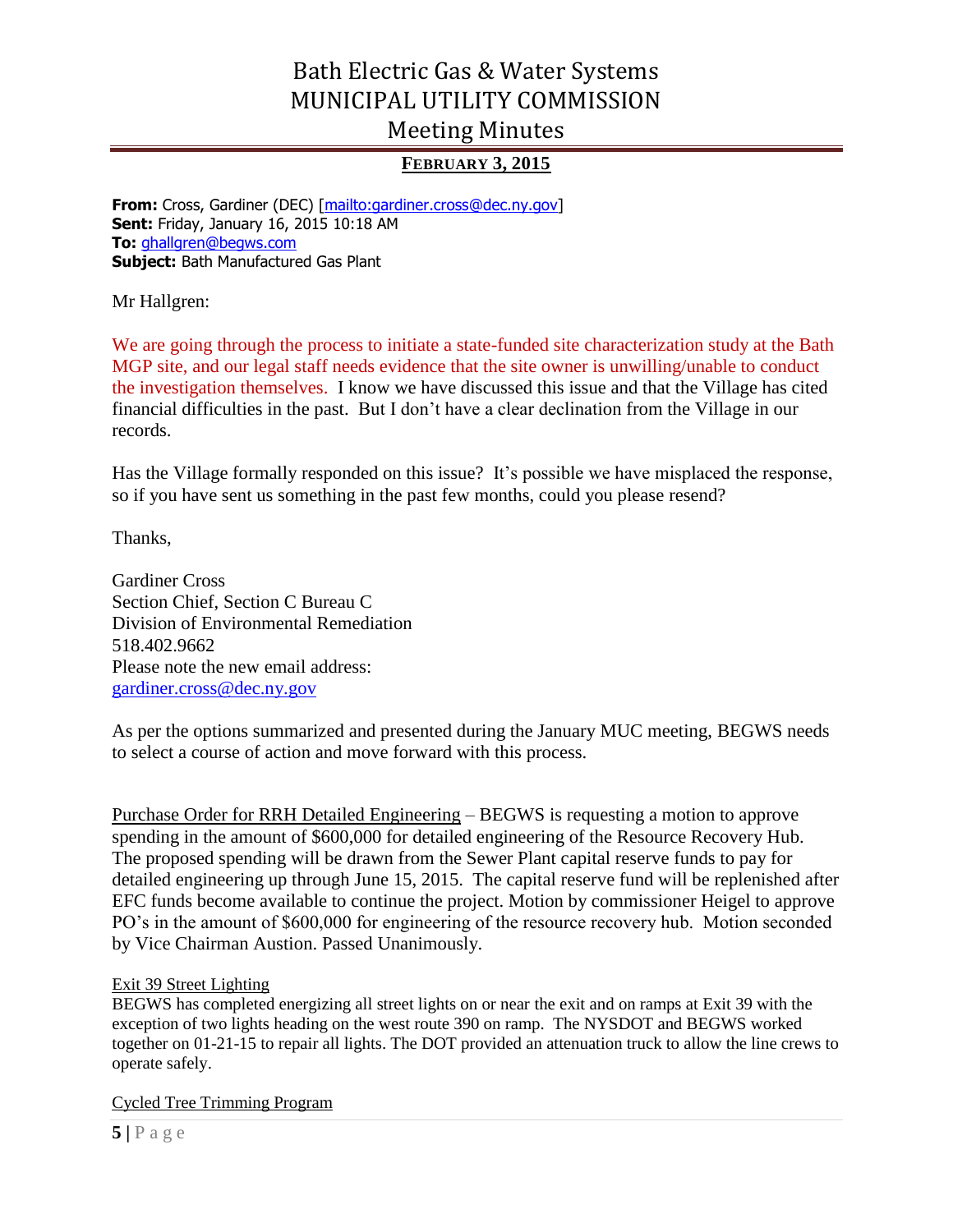**From:** Cross, Gardiner (DEC) [mailto:gardiner.cross@dec.ny.gov]
**Sent:** Friday, January 16, 2015 10:18 AM
**To:** ghallgren@begws.com
**Subject:** Bath Manufactured Gas Plant

Mr Hallgren:

We are going through the process to initiate a state-funded site characterization study at the Bath MGP site, and our legal staff needs evidence that the site owner is unwilling/unable to conduct the investigation themselves. I know we have discussed this issue and that the Village has cited financial difficulties in the past. But I don't have a clear declination from the Village in our records.

Has the Village formally responded on this issue? It's possible we have misplaced the response, so if you have sent us something in the past few months, could you please resend?

Thanks,

Gardiner Cross
Section Chief, Section C Bureau C
Division of Environmental Remediation
518.402.9662
Please note the new email address:
gardiner.cross@dec.ny.gov

As per the options summarized and presented during the January MUC meeting, BEGWS needs to select a course of action and move forward with this process.

Purchase Order for RRH Detailed Engineering – BEGWS is requesting a motion to approve spending in the amount of $600,000 for detailed engineering of the Resource Recovery Hub. The proposed spending will be drawn from the Sewer Plant capital reserve funds to pay for detailed engineering up through June 15, 2015. The capital reserve fund will be replenished after EFC funds become available to continue the project. Motion by commissioner Heigel to approve PO's in the amount of $600,000 for engineering of the resource recovery hub. Motion seconded by Vice Chairman Austion. Passed Unanimously.

Exit 39 Street Lighting

BEGWS has completed energizing all street lights on or near the exit and on ramps at Exit 39 with the exception of two lights heading on the west route 390 on ramp. The NYSDOT and BEGWS worked together on 01-21-15 to repair all lights. The DOT provided an attenuation truck to allow the line crews to operate safely.

Cycled Tree Trimming Program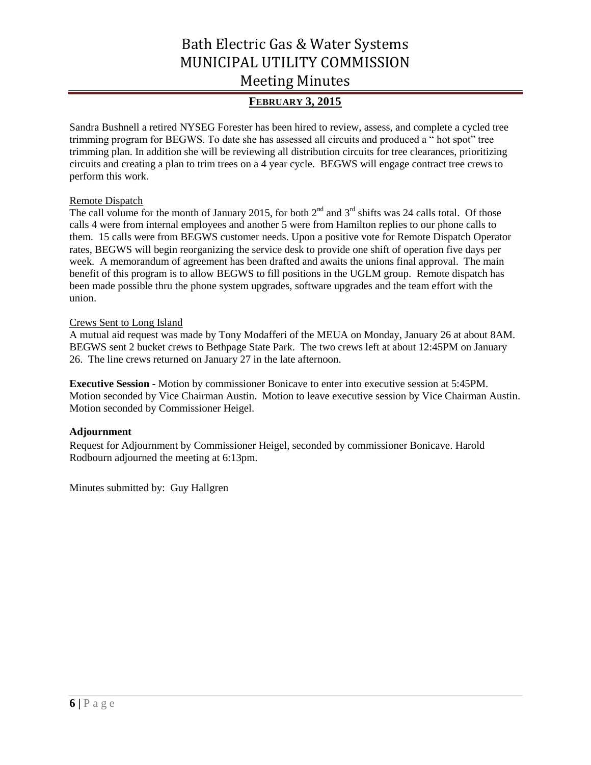Sandra Bushnell a retired NYSEG Forester has been hired to review, assess, and complete a cycled tree trimming program for BEGWS. To date she has assessed all circuits and produced a " hot spot" tree trimming plan. In addition she will be reviewing all distribution circuits for tree clearances, prioritizing circuits and creating a plan to trim trees on a 4 year cycle. BEGWS will engage contract tree crews to perform this work.

<u>Remote Dispatch</u>

The call volume for the month of January 2015, for both 2nd and 3rd shifts was 24 calls total. Of those calls 4 were from internal employees and another 5 were from Hamilton replies to our phone calls to them. 15 calls were from BEGWS customer needs. Upon a positive vote for Remote Dispatch Operator rates, BEGWS will begin reorganizing the service desk to provide one shift of operation five days per week. A memorandum of agreement has been drafted and awaits the unions final approval. The main benefit of this program is to allow BEGWS to fill positions in the UGLM group. Remote dispatch has been made possible thru the phone system upgrades, software upgrades and the team effort with the union.

<u>Crews Sent to Long Island</u>

A mutual aid request was made by Tony Modafferi of the MEUA on Monday, January 26 at about 8AM. BEGWS sent 2 bucket crews to Bethpage State Park. The two crews left at about 12:45PM on January 26. The line crews returned on January 27 in the late afternoon.

**Executive Session -** Motion by commissioner Bonicave to enter into executive session at 5:45PM. Motion seconded by Vice Chairman Austin. Motion to leave executive session by Vice Chairman Austin. Motion seconded by Commissioner Heigel.

**Adjournment**

Request for Adjournment by Commissioner Heigel, seconded by commissioner Bonicave. Harold Rodbourn adjourned the meeting at 6:13pm.

Minutes submitted by: Guy Hallgren